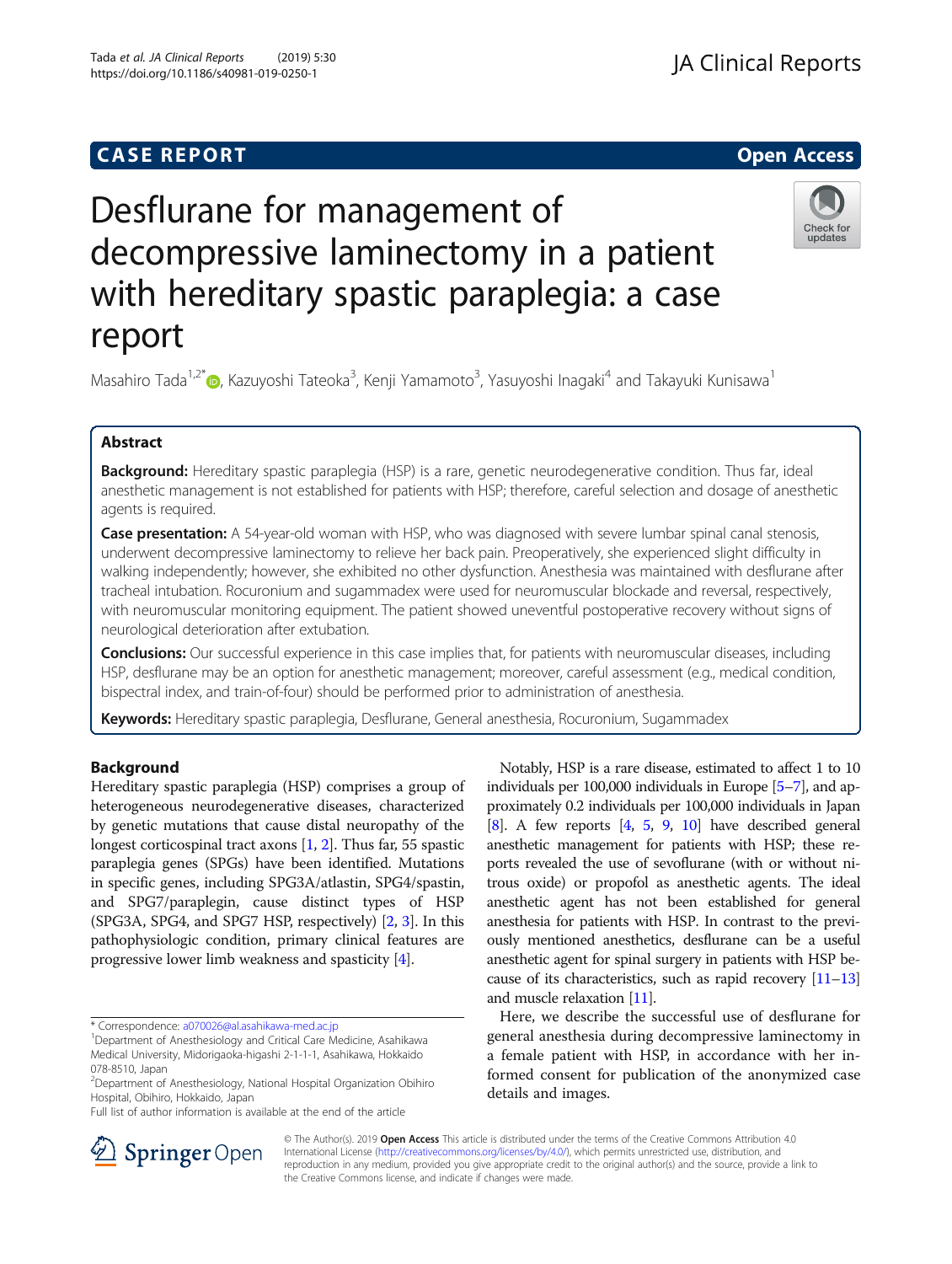CASE REPORT Open Access

# Desflurane for management of decompressive laminectomy in a patient with hereditary spastic paraplegia: a case report

Masahiro Tada[1,2*], Kazuyoshi Tateoka[3], Kenji Yamamoto[3], Yasuyoshi Inagaki[4] and Takayuki Kunisawa[1]

## Abstract

**Background:** Hereditary spastic paraplegia (HSP) is a rare, genetic neurodegenerative condition. Thus far, ideal anesthetic management is not established for patients with HSP; therefore, careful selection and dosage of anesthetic agents is required.

**Case presentation:** A 54-year-old woman with HSP, who was diagnosed with severe lumbar spinal canal stenosis, underwent decompressive laminectomy to relieve her back pain. Preoperatively, she experienced slight difficulty in walking independently; however, she exhibited no other dysfunction. Anesthesia was maintained with desflurane after tracheal intubation. Rocuronium and sugammadex were used for neuromuscular blockade and reversal, respectively, with neuromuscular monitoring equipment. The patient showed uneventful postoperative recovery without signs of neurological deterioration after extubation.

**Conclusions:** Our successful experience in this case implies that, for patients with neuromuscular diseases, including HSP, desflurane may be an option for anesthetic management; moreover, careful assessment (e.g., medical condition, bispectral index, and train-of-four) should be performed prior to administration of anesthesia.

**Keywords:** Hereditary spastic paraplegia, Desflurane, General anesthesia, Rocuronium, Sugammadex

## Background

Hereditary spastic paraplegia (HSP) comprises a group of heterogeneous neurodegenerative diseases, characterized by genetic mutations that cause distal neuropathy of the longest corticospinal tract axons [1, 2]. Thus far, 55 spastic paraplegia genes (SPGs) have been identified. Mutations in specific genes, including SPG3A/atlastin, SPG4/spastin, and SPG7/paraplegin, cause distinct types of HSP (SPG3A, SPG4, and SPG7 HSP, respectively) [2, 3]. In this pathophysiologic condition, primary clinical features are progressive lower limb weakness and spasticity [4].

Notably, HSP is a rare disease, estimated to affect 1 to 10 individuals per 100,000 individuals in Europe [5–7], and approximately 0.2 individuals per 100,000 individuals in Japan [8]. A few reports [4, 5, 9, 10] have described general anesthetic management for patients with HSP; these reports revealed the use of sevoflurane (with or without nitrous oxide) or propofol as anesthetic agents. The ideal anesthetic agent has not been established for general anesthesia for patients with HSP. In contrast to the previously mentioned anesthetics, desflurane can be a useful anesthetic agent for spinal surgery in patients with HSP because of its characteristics, such as rapid recovery [11–13] and muscle relaxation [11].

Here, we describe the successful use of desflurane for general anesthesia during decompressive laminectomy in a female patient with HSP, in accordance with her informed consent for publication of the anonymized case details and images.

\* Correspondence: a070026@al.asahikawa-med.ac.jp
[1]Department of Anesthesiology and Critical Care Medicine, Asahikawa Medical University, Midorigaoka-higashi 2-1-1-1, Asahikawa, Hokkaido 078-8510, Japan
[2]Department of Anesthesiology, National Hospital Organization Obihiro Hospital, Obihiro, Hokkaido, Japan
Full list of author information is available at the end of the article

© The Author(s). 2019 **Open Access** This article is distributed under the terms of the Creative Commons Attribution 4.0 International License (http://creativecommons.org/licenses/by/4.0/), which permits unrestricted use, distribution, and reproduction in any medium, provided you give appropriate credit to the original author(s) and the source, provide a link to the Creative Commons license, and indicate if changes were made.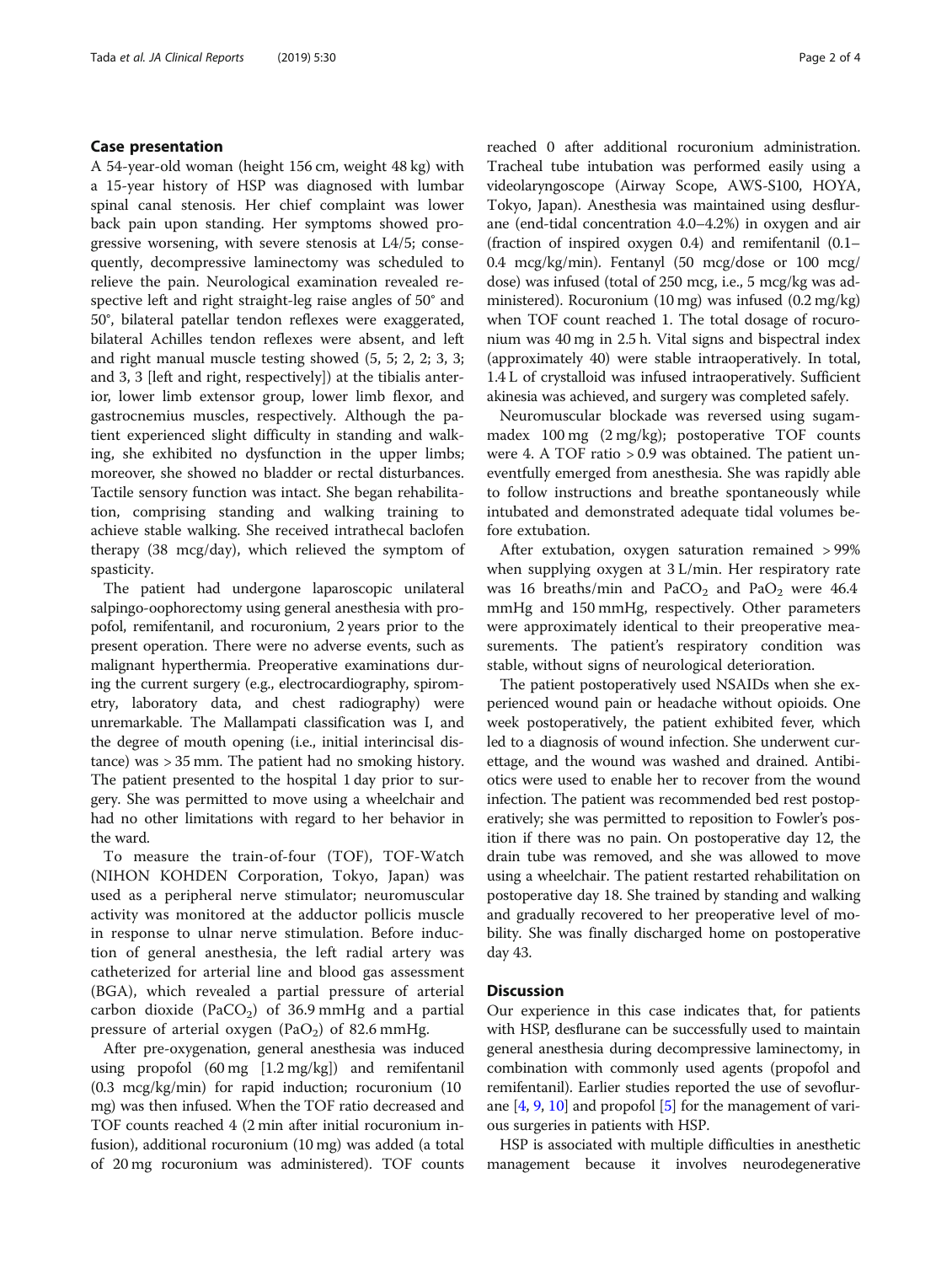## Case presentation

A 54-year-old woman (height 156 cm, weight 48 kg) with a 15-year history of HSP was diagnosed with lumbar spinal canal stenosis. Her chief complaint was lower back pain upon standing. Her symptoms showed progressive worsening, with severe stenosis at L4/5; consequently, decompressive laminectomy was scheduled to relieve the pain. Neurological examination revealed respective left and right straight-leg raise angles of 50° and 50°, bilateral patellar tendon reflexes were exaggerated, bilateral Achilles tendon reflexes were absent, and left and right manual muscle testing showed (5, 5; 2, 2; 3, 3; and 3, 3 [left and right, respectively]) at the tibialis anterior, lower limb extensor group, lower limb flexor, and gastrocnemius muscles, respectively. Although the patient experienced slight difficulty in standing and walking, she exhibited no dysfunction in the upper limbs; moreover, she showed no bladder or rectal disturbances. Tactile sensory function was intact. She began rehabilitation, comprising standing and walking training to achieve stable walking. She received intrathecal baclofen therapy (38 mcg/day), which relieved the symptom of spasticity.

The patient had undergone laparoscopic unilateral salpingo-oophorectomy using general anesthesia with propofol, remifentanil, and rocuronium, 2 years prior to the present operation. There were no adverse events, such as malignant hyperthermia. Preoperative examinations during the current surgery (e.g., electrocardiography, spirometry, laboratory data, and chest radiography) were unremarkable. The Mallampati classification was I, and the degree of mouth opening (i.e., initial interincisal distance) was > 35 mm. The patient had no smoking history. The patient presented to the hospital 1 day prior to surgery. She was permitted to move using a wheelchair and had no other limitations with regard to her behavior in the ward.

To measure the train-of-four (TOF), TOF-Watch (NIHON KOHDEN Corporation, Tokyo, Japan) was used as a peripheral nerve stimulator; neuromuscular activity was monitored at the adductor pollicis muscle in response to ulnar nerve stimulation. Before induction of general anesthesia, the left radial artery was catheterized for arterial line and blood gas assessment (BGA), which revealed a partial pressure of arterial carbon dioxide ($PaCO_2$) of 36.9 mmHg and a partial pressure of arterial oxygen ($PaO_2$) of 82.6 mmHg.

After pre-oxygenation, general anesthesia was induced using propofol (60 mg [1.2 mg/kg]) and remifentanil (0.3 mcg/kg/min) for rapid induction; rocuronium (10 mg) was then infused. When the TOF ratio decreased and TOF counts reached 4 (2 min after initial rocuronium infusion), additional rocuronium (10 mg) was added (a total of 20 mg rocuronium was administered). TOF counts reached 0 after additional rocuronium administration. Tracheal tube intubation was performed easily using a videolaryngoscope (Airway Scope, AWS-S100, HOYA, Tokyo, Japan). Anesthesia was maintained using desflurane (end-tidal concentration 4.0–4.2%) in oxygen and air (fraction of inspired oxygen 0.4) and remifentanil (0.1–0.4 mcg/kg/min). Fentanyl (50 mcg/dose or 100 mcg/dose) was infused (total of 250 mcg, i.e., 5 mcg/kg was administered). Rocuronium (10 mg) was infused (0.2 mg/kg) when TOF count reached 1. The total dosage of rocuronium was 40 mg in 2.5 h. Vital signs and bispectral index (approximately 40) were stable intraoperatively. In total, 1.4 L of crystalloid was infused intraoperatively. Sufficient akinesia was achieved, and surgery was completed safely.

Neuromuscular blockade was reversed using sugammadex 100 mg (2 mg/kg); postoperative TOF counts were 4. A TOF ratio > 0.9 was obtained. The patient uneventfully emerged from anesthesia. She was rapidly able to follow instructions and breathe spontaneously while intubated and demonstrated adequate tidal volumes before extubation.

After extubation, oxygen saturation remained > 99% when supplying oxygen at 3 L/min. Her respiratory rate was 16 breaths/min and $PaCO_2$ and $PaO_2$ were 46.4 mmHg and 150 mmHg, respectively. Other parameters were approximately identical to their preoperative measurements. The patient's respiratory condition was stable, without signs of neurological deterioration.

The patient postoperatively used NSAIDs when she experienced wound pain or headache without opioids. One week postoperatively, the patient exhibited fever, which led to a diagnosis of wound infection. She underwent curettage, and the wound was washed and drained. Antibiotics were used to enable her to recover from the wound infection. The patient was recommended bed rest postoperatively; she was permitted to reposition to Fowler's position if there was no pain. On postoperative day 12, the drain tube was removed, and she was allowed to move using a wheelchair. The patient restarted rehabilitation on postoperative day 18. She trained by standing and walking and gradually recovered to her preoperative level of mobility. She was finally discharged home on postoperative day 43.

## Discussion

Our experience in this case indicates that, for patients with HSP, desflurane can be successfully used to maintain general anesthesia during decompressive laminectomy, in combination with commonly used agents (propofol and remifentanil). Earlier studies reported the use of sevoflurane [4, 9, 10] and propofol [5] for the management of various surgeries in patients with HSP.

HSP is associated with multiple difficulties in anesthetic management because it involves neurodegenerative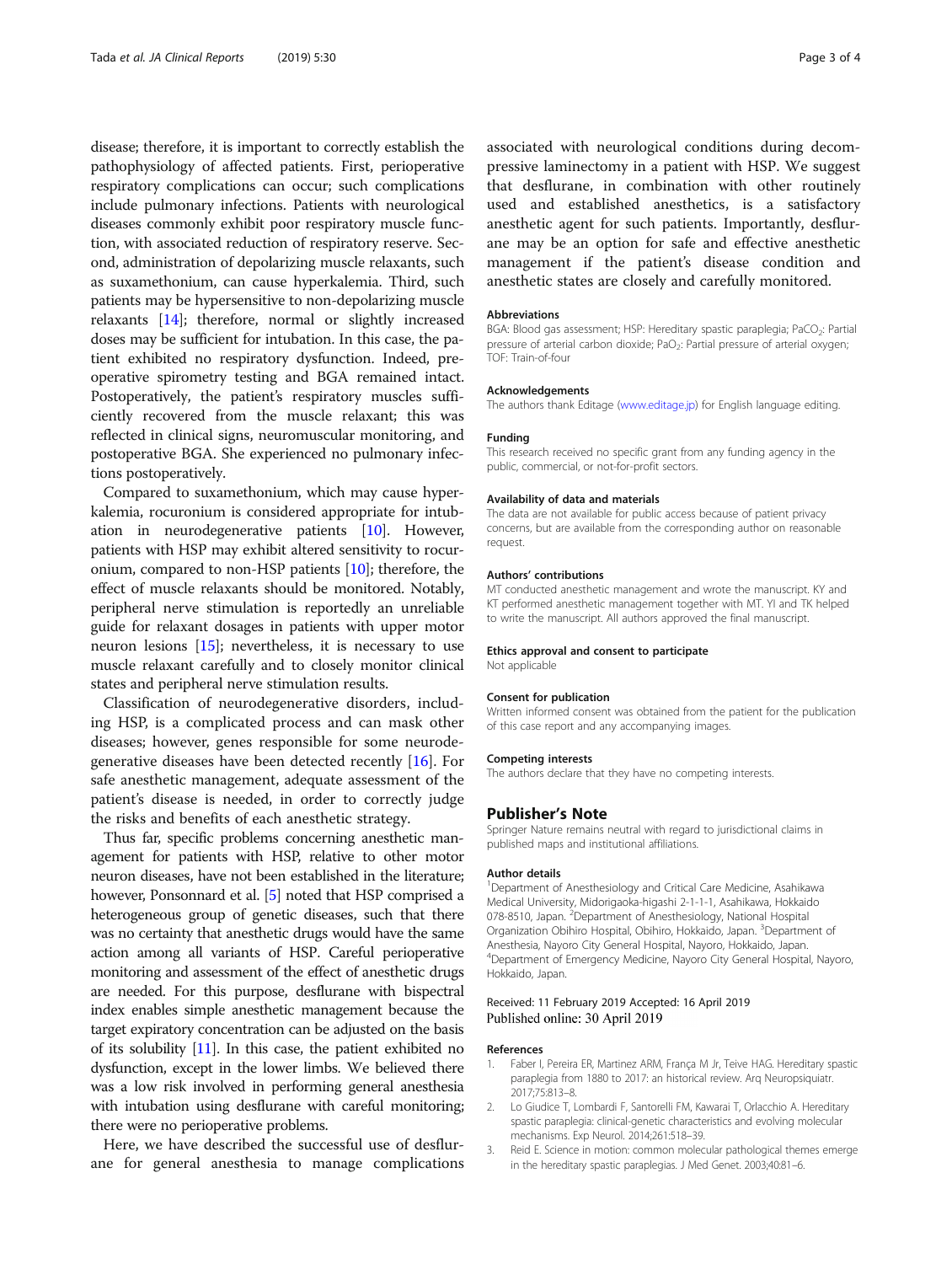disease; therefore, it is important to correctly establish the pathophysiology of affected patients. First, perioperative respiratory complications can occur; such complications include pulmonary infections. Patients with neurological diseases commonly exhibit poor respiratory muscle function, with associated reduction of respiratory reserve. Second, administration of depolarizing muscle relaxants, such as suxamethonium, can cause hyperkalemia. Third, such patients may be hypersensitive to non-depolarizing muscle relaxants [14]; therefore, normal or slightly increased doses may be sufficient for intubation. In this case, the patient exhibited no respiratory dysfunction. Indeed, preoperative spirometry testing and BGA remained intact. Postoperatively, the patient's respiratory muscles sufficiently recovered from the muscle relaxant; this was reflected in clinical signs, neuromuscular monitoring, and postoperative BGA. She experienced no pulmonary infections postoperatively.

Compared to suxamethonium, which may cause hyperkalemia, rocuronium is considered appropriate for intubation in neurodegenerative patients [10]. However, patients with HSP may exhibit altered sensitivity to rocuronium, compared to non-HSP patients [10]; therefore, the effect of muscle relaxants should be monitored. Notably, peripheral nerve stimulation is reportedly an unreliable guide for relaxant dosages in patients with upper motor neuron lesions [15]; nevertheless, it is necessary to use muscle relaxant carefully and to closely monitor clinical states and peripheral nerve stimulation results.

Classification of neurodegenerative disorders, including HSP, is a complicated process and can mask other diseases; however, genes responsible for some neurodegenerative diseases have been detected recently [16]. For safe anesthetic management, adequate assessment of the patient's disease is needed, in order to correctly judge the risks and benefits of each anesthetic strategy.

Thus far, specific problems concerning anesthetic management for patients with HSP, relative to other motor neuron diseases, have not been established in the literature; however, Ponsonnard et al. [5] noted that HSP comprised a heterogeneous group of genetic diseases, such that there was no certainty that anesthetic drugs would have the same action among all variants of HSP. Careful perioperative monitoring and assessment of the effect of anesthetic drugs are needed. For this purpose, desflurane with bispectral index enables simple anesthetic management because the target expiratory concentration can be adjusted on the basis of its solubility [11]. In this case, the patient exhibited no dysfunction, except in the lower limbs. We believed there was a low risk involved in performing general anesthesia with intubation using desflurane with careful monitoring; there were no perioperative problems.

Here, we have described the successful use of desflurane for general anesthesia to manage complications associated with neurological conditions during decompressive laminectomy in a patient with HSP. We suggest that desflurane, in combination with other routinely used and established anesthetics, is a satisfactory anesthetic agent for such patients. Importantly, desflurane may be an option for safe and effective anesthetic management if the patient's disease condition and anesthetic states are closely and carefully monitored.

#### Abbreviations

BGA: Blood gas assessment; HSP: Hereditary spastic paraplegia; $PaCO_2$: Partial pressure of arterial carbon dioxide; $PaO_2$: Partial pressure of arterial oxygen; TOF: Train-of-four

#### Acknowledgements

The authors thank Editage (www.editage.jp) for English language editing.

#### Funding

This research received no specific grant from any funding agency in the public, commercial, or not-for-profit sectors.

#### Availability of data and materials

The data are not available for public access because of patient privacy concerns, but are available from the corresponding author on reasonable request.

#### Authors' contributions

MT conducted anesthetic management and wrote the manuscript. KY and KT performed anesthetic management together with MT. YI and TK helped to write the manuscript. All authors approved the final manuscript.

#### Ethics approval and consent to participate

Not applicable

#### Consent for publication

Written informed consent was obtained from the patient for the publication of this case report and any accompanying images.

#### Competing interests

The authors declare that they have no competing interests.

## Publisher's Note

Springer Nature remains neutral with regard to jurisdictional claims in published maps and institutional affiliations.

#### Author details

[1]Department of Anesthesiology and Critical Care Medicine, Asahikawa Medical University, Midorigaoka-higashi 2-1-1-1, Asahikawa, Hokkaido 078-8510, Japan. [2]Department of Anesthesiology, National Hospital Organization Obihiro Hospital, Obihiro, Hokkaido, Japan. [3]Department of Anesthesia, Nayoro City General Hospital, Nayoro, Hokkaido, Japan. [4]Department of Emergency Medicine, Nayoro City General Hospital, Nayoro, Hokkaido, Japan.

Received: 11 February 2019 Accepted: 16 April 2019
Published online: 30 April 2019

#### References

1. Faber I, Pereira ER, Martinez ARM, França M Jr, Teive HAG. Hereditary spastic paraplegia from 1880 to 2017: an historical review. Arq Neuropsiquiatr. 2017;75:813–8.
2. Lo Giudice T, Lombardi F, Santorelli FM, Kawarai T, Orlacchio A. Hereditary spastic paraplegia: clinical-genetic characteristics and evolving molecular mechanisms. Exp Neurol. 2014;261:518–39.
3. Reid E. Science in motion: common molecular pathological themes emerge in the hereditary spastic paraplegias. J Med Genet. 2003;40:81–6.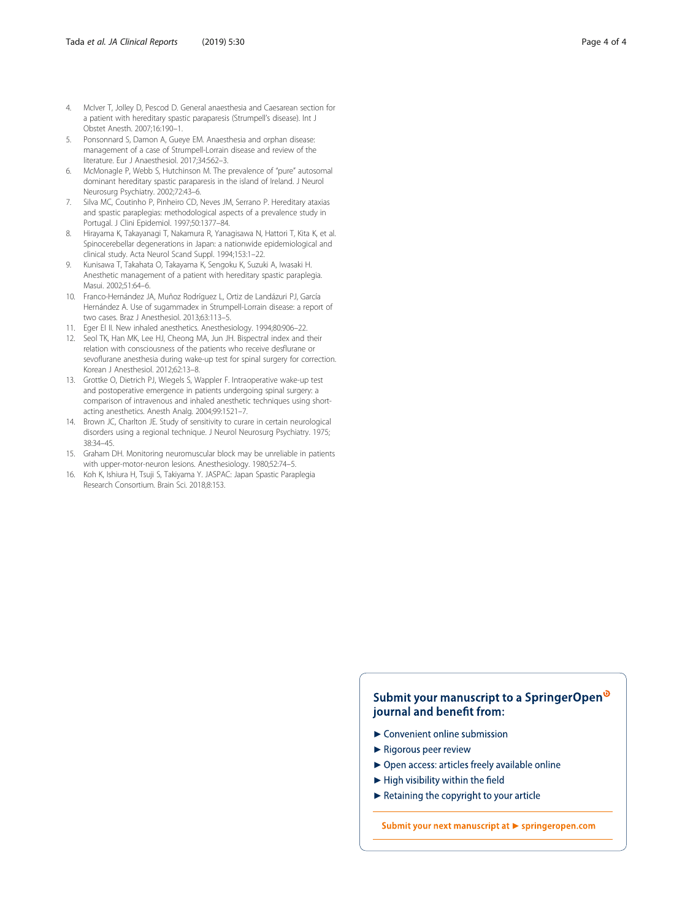4. McIver T, Jolley D, Pescod D. General anaesthesia and Caesarean section for a patient with hereditary spastic paraparesis (Strumpell's disease). Int J Obstet Anesth. 2007;16:190–1.
5. Ponsonnard S, Damon A, Gueye EM. Anaesthesia and orphan disease: management of a case of Strumpell-Lorrain disease and review of the literature. Eur J Anaesthesiol. 2017;34:562–3.
6. McMonagle P, Webb S, Hutchinson M. The prevalence of "pure" autosomal dominant hereditary spastic paraparesis in the island of Ireland. J Neurol Neurosurg Psychiatry. 2002;72:43–6.
7. Silva MC, Coutinho P, Pinheiro CD, Neves JM, Serrano P. Hereditary ataxias and spastic paraplegias: methodological aspects of a prevalence study in Portugal. J Clini Epidemiol. 1997;50:1377–84.
8. Hirayama K, Takayanagi T, Nakamura R, Yanagisawa N, Hattori T, Kita K, et al. Spinocerebellar degenerations in Japan: a nationwide epidemiological and clinical study. Acta Neurol Scand Suppl. 1994;153:1–22.
9. Kunisawa T, Takahata O, Takayama K, Sengoku K, Suzuki A, Iwasaki H. Anesthetic management of a patient with hereditary spastic paraplegia. Masui. 2002;51:64–6.
10. Franco-Hernández JA, Muñoz Rodríguez L, Ortiz de Landázuri PJ, García Hernández A. Use of sugammadex in Strumpell-Lorrain disease: a report of two cases. Braz J Anesthesiol. 2013;63:113–5.
11. Eger EI II. New inhaled anesthetics. Anesthesiology. 1994;80:906–22.
12. Seol TK, Han MK, Lee HJ, Cheong MA, Jun JH. Bispectral index and their relation with consciousness of the patients who receive desflurane or sevoflurane anesthesia during wake-up test for spinal surgery for correction. Korean J Anesthesiol. 2012;62:13–8.
13. Grottke O, Dietrich PJ, Wiegels S, Wappler F. Intraoperative wake-up test and postoperative emergence in patients undergoing spinal surgery: a comparison of intravenous and inhaled anesthetic techniques using short-acting anesthetics. Anesth Analg. 2004;99:1521–7.
14. Brown JC, Charlton JE. Study of sensitivity to curare in certain neurological disorders using a regional technique. J Neurol Neurosurg Psychiatry. 1975; 38:34–45.
15. Graham DH. Monitoring neuromuscular block may be unreliable in patients with upper-motor-neuron lesions. Anesthesiology. 1980;52:74–5.
16. Koh K, Ishiura H, Tsuji S, Takiyama Y. JASPAC: Japan Spastic Paraplegia Research Consortium. Brain Sci. 2018;8:153.

**Submit your manuscript to a SpringerOpen journal and benefit from:**

- ► Convenient online submission
- ► Rigorous peer review
- ► Open access: articles freely available online
- ► High visibility within the field
- ► Retaining the copyright to your article

**Submit your next manuscript at ► springeropen.com**